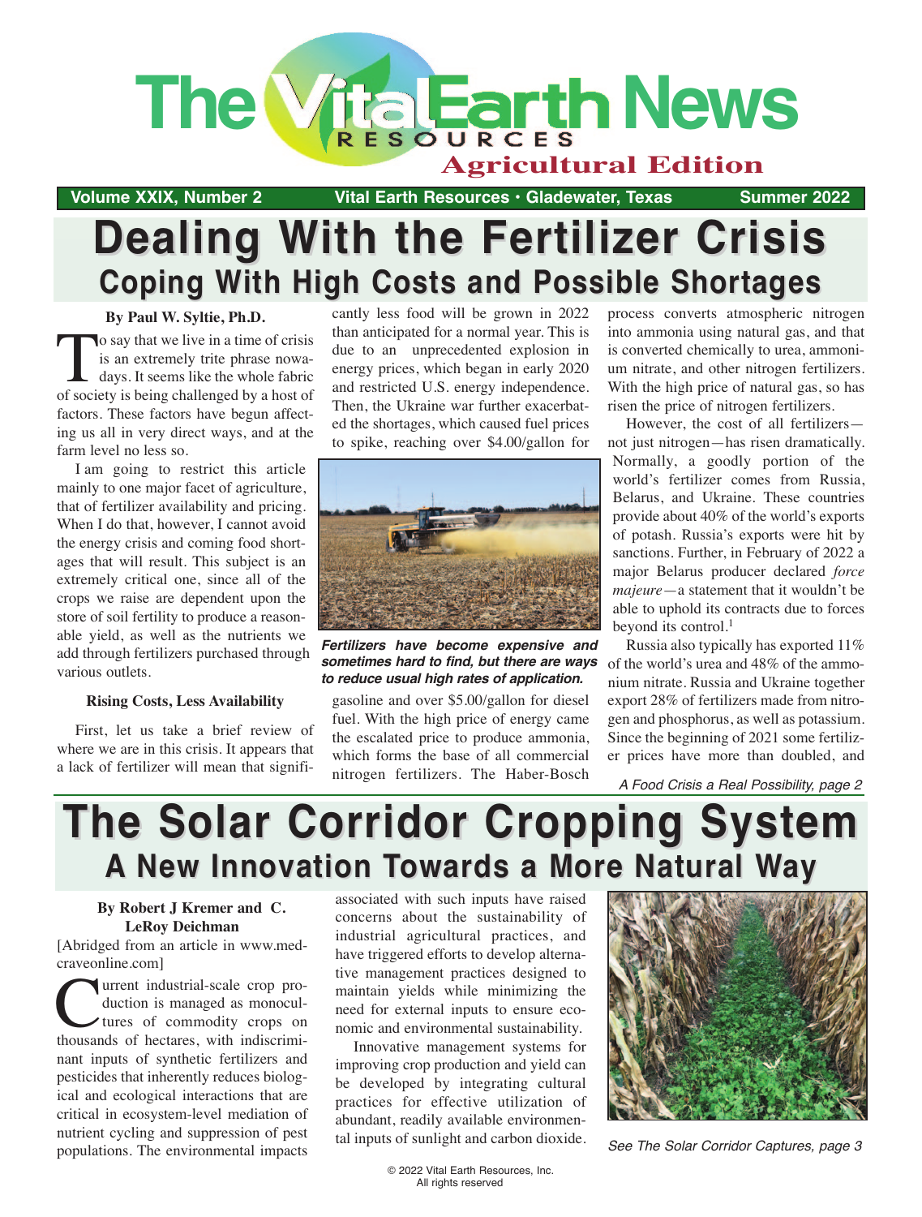# The Vital Earth News

**Agricultural Edition**

**Volume XXIX, Number 2** — **Vital Earth Resources • Gladewater, Texas** — **Summer 2022**

# Dealing With the Fertilizer Crisis

## Coping With High Costs and Possible Shortages

**By Paul W. Syltie, Ph.D.**

To say that we live in a time of crisis is an extremely trite phrase nowadays. It seems like the whole fabric of society is being challenged by a host of factors. These factors have begun affecting us all in very direct ways, and at the farm level no less so.

I am going to restrict this article mainly to one major facet of agriculture, that of fertilizer availability and pricing. When I do that, however, I cannot avoid the energy crisis and coming food shortages that will result. This subject is an extremely critical one, since all of the crops we raise are dependent upon the store of soil fertility to produce a reasonable yield, as well as the nutrients we add through fertilizers purchased through various outlets.

### Rising Costs, Less Availability

First, let us take a brief review of where we are in this crisis. It appears that a lack of fertilizer will mean that significantly less food will be grown in 2022 than anticipated for a normal year. This is due to an unprecedented explosion in energy prices, which began in early 2020 and restricted U.S. energy independence. Then, the Ukraine war further exacerbated the shortages, which caused fuel prices to spike, reaching over $4.00/gallon for gasoline and over $5.00/gallon for diesel fuel. With the high price of energy came the escalated price to produce ammonia, which forms the base of all commercial nitrogen fertilizers. The Haber-Bosch process converts atmospheric nitrogen into ammonia using natural gas, and that is converted chemically to urea, ammonium nitrate, and other nitrogen fertilizers. With the high price of natural gas, so has risen the price of nitrogen fertilizers.

*Fertilizers have become expensive and sometimes hard to find, but there are ways to reduce usual high rates of application.*

However, the cost of all fertilizers—not just nitrogen—has risen dramatically. Normally, a goodly portion of the world's fertilizer comes from Russia, Belarus, and Ukraine. These countries provide about 40% of the world's exports of potash. Russia's exports were hit by sanctions. Further, in February of 2022 a major Belarus producer declared *force majeure*—a statement that it wouldn't be able to uphold its contracts due to forces beyond its control.[1]

Russia also typically has exported 11% of the world's urea and 48% of the ammonium nitrate. Russia and Ukraine together export 28% of fertilizers made from nitrogen and phosphorus, as well as potassium. Since the beginning of 2021 some fertilizer prices have more than doubled, and

*A Food Crisis a Real Possibility, page 2*

# The Solar Corridor Cropping System

## A New Innovation Towards a More Natural Way

**By Robert J Kremer and C. LeRoy Deichman**

[Abridged from an article in www.medcraveonline.com]

Current industrial-scale crop production is managed as monocultures of commodity crops on thousands of hectares, with indiscriminant inputs of synthetic fertilizers and pesticides that inherently reduces biological and ecological interactions that are critical in ecosystem-level mediation of nutrient cycling and suppression of pest populations. The environmental impacts associated with such inputs have raised concerns about the sustainability of industrial agricultural practices, and have triggered efforts to develop alternative management practices designed to maintain yields while minimizing the need for external inputs to ensure economic and environmental sustainability.

Innovative management systems for improving crop production and yield can be developed by integrating cultural practices for effective utilization of abundant, readily available environmental inputs of sunlight and carbon dioxide.

*See The Solar Corridor Captures, page 3*

© 2022 Vital Earth Resources, Inc.
All rights reserved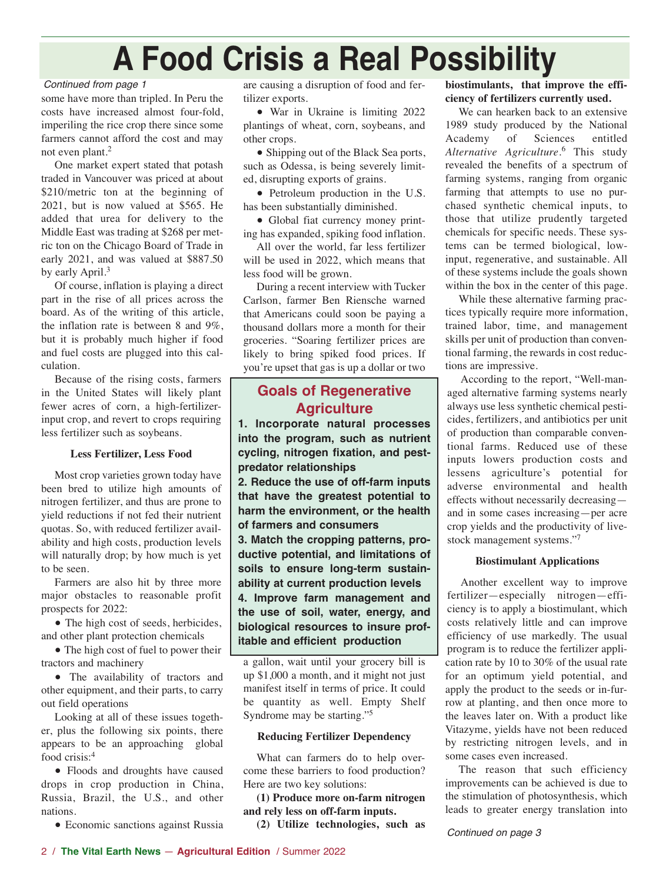# A Food Crisis a Real Possibility

*Continued from page 1*

some have more than tripled. In Peru the costs have increased almost four-fold, imperiling the rice crop there since some farmers cannot afford the cost and may not even plant.[2]

One market expert stated that potash traded in Vancouver was priced at about $210/metric ton at the beginning of 2021, but is now valued at $565. He added that urea for delivery to the Middle East was trading at $268 per metric ton on the Chicago Board of Trade in early 2021, and was valued at $887.50 by early April.[3]

Of course, inflation is playing a direct part in the rise of all prices across the board. As of the writing of this article, the inflation rate is between 8 and 9%, but it is probably much higher if food and fuel costs are plugged into this calculation.

Because of the rising costs, farmers in the United States will likely plant fewer acres of corn, a high-fertilizer-input crop, and revert to crops requiring less fertilizer such as soybeans.

### Less Fertilizer, Less Food

Most crop varieties grown today have been bred to utilize high amounts of nitrogen fertilizer, and thus are prone to yield reductions if not fed their nutrient quotas. So, with reduced fertilizer availability and high costs, production levels will naturally drop; by how much is yet to be seen.

Farmers are also hit by three more major obstacles to reasonable profit prospects for 2022:

- The high cost of seeds, herbicides, and other plant protection chemicals
- The high cost of fuel to power their tractors and machinery
- The availability of tractors and other equipment, and their parts, to carry out field operations

Looking at all of these issues together, plus the following six points, there appears to be an approaching global food crisis:[4]

- Floods and droughts have caused drops in crop production in China, Russia, Brazil, the U.S., and other nations.
- Economic sanctions against Russia are causing a disruption of food and fertilizer exports.
- War in Ukraine is limiting 2022 plantings of wheat, corn, soybeans, and other crops.
- Shipping out of the Black Sea ports, such as Odessa, is being severely limited, disrupting exports of grains.
- Petroleum production in the U.S. has been substantially diminished.
- Global fiat currency money printing has expanded, spiking food inflation.

All over the world, far less fertilizer will be used in 2022, which means that less food will be grown.

During a recent interview with Tucker Carlson, farmer Ben Riensche warned that Americans could soon be paying a thousand dollars more a month for their groceries. "Soaring fertilizer prices are likely to bring spiked food prices. If you're upset that gas is up a dollar or two a gallon, wait until your grocery bill is up $1,000 a month, and it might not just manifest itself in terms of price. It could be quantity as well. Empty Shelf Syndrome may be starting."[5]

## Goals of Regenerative Agriculture

**1. Incorporate natural processes into the program, such as nutrient cycling, nitrogen fixation, and pest-predator relationships**

**2. Reduce the use of off-farm inputs that have the greatest potential to harm the environment, or the health of farmers and consumers**

**3. Match the cropping patterns, productive potential, and limitations of soils to ensure long-term sustainability at current production levels**

**4. Improve farm management and the use of soil, water, energy, and biological resources to insure profitable and efficient production**

### Reducing Fertilizer Dependency

What can farmers do to help overcome these barriers to food production? Here are two key solutions:

**(1) Produce more on-farm nitrogen and rely less on off-farm inputs.**

**(2) Utilize technologies, such as biostimulants, that improve the efficiency of fertilizers currently used.**

We can hearken back to an extensive 1989 study produced by the National Academy of Sciences entitled *Alternative Agriculture*.[6] This study revealed the benefits of a spectrum of farming systems, ranging from organic farming that attempts to use no purchased synthetic chemical inputs, to those that utilize prudently targeted chemicals for specific needs. These systems can be termed biological, low-input, regenerative, and sustainable. All of these systems include the goals shown within the box in the center of this page.

While these alternative farming practices typically require more information, trained labor, time, and management skills per unit of production than conventional farming, the rewards in cost reductions are impressive.

According to the report, "Well-managed alternative farming systems nearly always use less synthetic chemical pesticides, fertilizers, and antibiotics per unit of production than comparable conventional farms. Reduced use of these inputs lowers production costs and lessens agriculture's potential for adverse environmental and health effects without necessarily decreasing—and in some cases increasing—per acre crop yields and the productivity of livestock management systems."[7]

### Biostimulant Applications

Another excellent way to improve fertilizer—especially nitrogen—efficiency is to apply a biostimulant, which costs relatively little and can improve efficiency of use markedly. The usual program is to reduce the fertilizer application rate by 10 to 30% of the usual rate for an optimum yield potential, and apply the product to the seeds or in-furrow at planting, and then once more to the leaves later on. With a product like Vitazyme, yields have not been reduced by restricting nitrogen levels, and in some cases even increased.

The reason that such efficiency improvements can be achieved is due to the stimulation of photosynthesis, which leads to greater energy translation into

*Continued on page 3*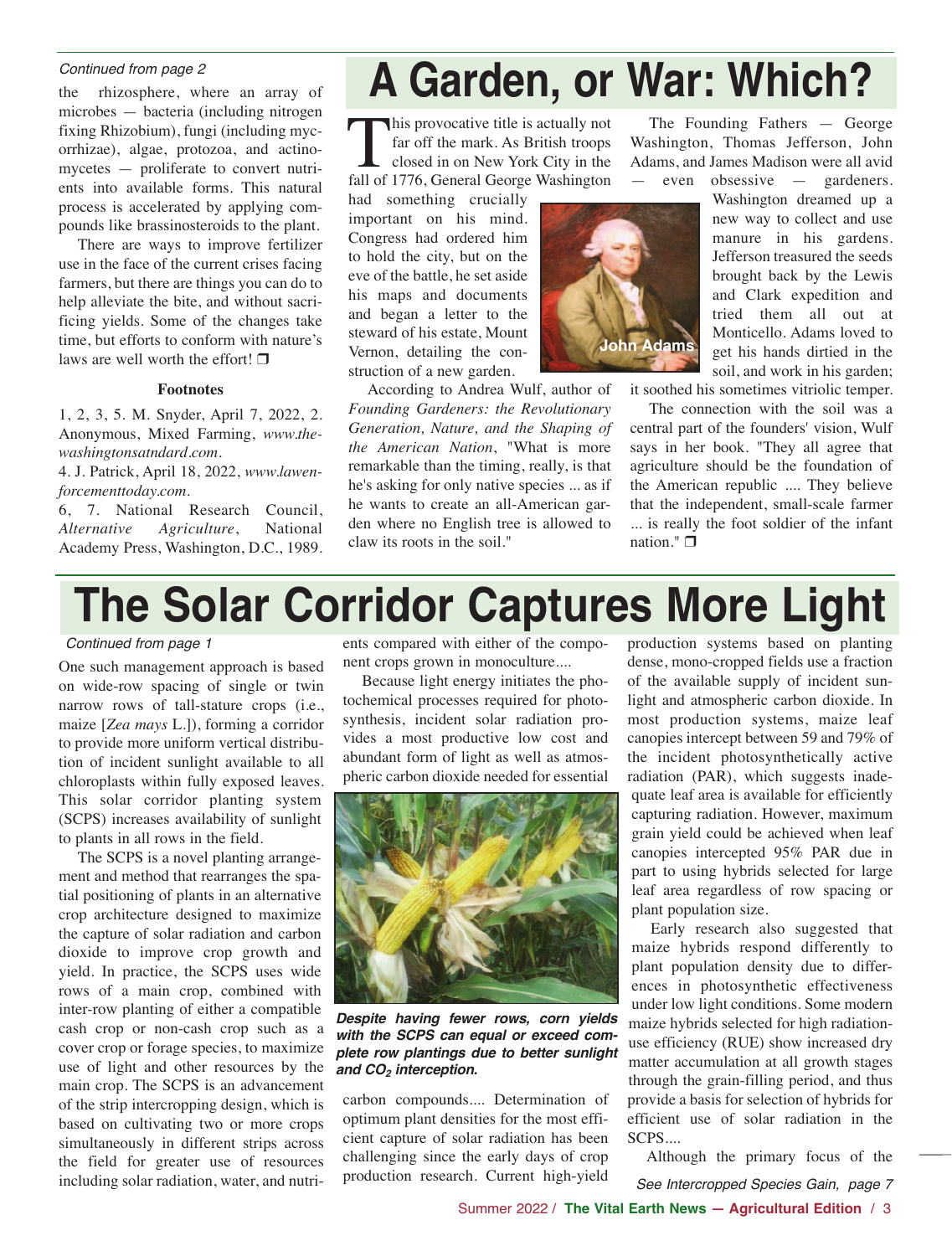*Continued from page 2*

the rhizosphere, where an array of microbes — bacteria (including nitrogen fixing Rhizobium), fungi (including mycorrhizae), algae, protozoa, and actinomycetes — proliferate to convert nutrients into available forms. This natural process is accelerated by applying compounds like brassinosteroids to the plant.

There are ways to improve fertilizer use in the face of the current crises facing farmers, but there are things you can do to help alleviate the bite, and without sacrificing yields. Some of the changes take time, but efforts to conform with nature's laws are well worth the effort! ❒

**Footnotes**

1, 2, 3, 5. M. Snyder, April 7, 2022, 2. Anonymous, Mixed Farming, *www.thewashingtonsatndard.com*.

4. J. Patrick, April 18, 2022, *www.lawenforcementtoday.com*.

6, 7. National Research Council, *Alternative Agriculture*, National Academy Press, Washington, D.C., 1989.

# A Garden, or War: Which?

This provocative title is actually not far off the mark. As British troops closed in on New York City in the fall of 1776, General George Washington had something crucially important on his mind. Congress had ordered him to hold the city, but on the eve of the battle, he set aside his maps and documents and began a letter to the steward of his estate, Mount Vernon, detailing the construction of a new garden.

John Adams

According to Andrea Wulf, author of *Founding Gardeners: the Revolutionary Generation, Nature, and the Shaping of the American Nation*, "What is more remarkable than the timing, really, is that he's asking for only native species ... as if he wants to create an all-American garden where no English tree is allowed to claw its roots in the soil."

The Founding Fathers — George Washington, Thomas Jefferson, John Adams, and James Madison were all avid — even obsessive — gardeners. Washington dreamed up a new way to collect and use manure in his gardens. Jefferson treasured the seeds brought back by the Lewis and Clark expedition and tried them all out at Monticello. Adams loved to get his hands dirtied in the soil, and work in his garden; it soothed his sometimes vitriolic temper.

The connection with the soil was a central part of the founders' vision, Wulf says in her book. "They all agree that agriculture should be the foundation of the American republic .... They believe that the independent, small-scale farmer ... is really the foot soldier of the infant nation." ❒

# The Solar Corridor Captures More Light

*Continued from page 1*

One such management approach is based on wide-row spacing of single or twin narrow rows of tall-stature crops (i.e., maize [*Zea mays* L.]), forming a corridor to provide more uniform vertical distribution of incident sunlight available to all chloroplasts within fully exposed leaves. This solar corridor planting system (SCPS) increases availability of sunlight to plants in all rows in the field.

The SCPS is a novel planting arrangement and method that rearranges the spatial positioning of plants in an alternative crop architecture designed to maximize the capture of solar radiation and carbon dioxide to improve crop growth and yield. In practice, the SCPS uses wide rows of a main crop, combined with inter-row planting of either a compatible cash crop or non-cash crop such as a cover crop or forage species, to maximize use of light and other resources by the main crop. The SCPS is an advancement of the strip intercropping design, which is based on cultivating two or more crops simultaneously in different strips across the field for greater use of resources including solar radiation, water, and nutrients compared with either of the component crops grown in monoculture....

Because light energy initiates the photochemical processes required for photosynthesis, incident solar radiation provides a most productive low cost and abundant form of light as well as atmospheric carbon dioxide needed for essential carbon compounds.... Determination of optimum plant densities for the most efficient capture of solar radiation has been challenging since the early days of crop production research. Current high-yield production systems based on planting dense, mono-cropped fields use a fraction of the available supply of incident sunlight and atmospheric carbon dioxide. In most production systems, maize leaf canopies intercept between 59 and 79% of the incident photosynthetically active radiation (PAR), which suggests inadequate leaf area is available for efficiently capturing radiation. However, maximum grain yield could be achieved when leaf canopies intercepted 95% PAR due in part to using hybrids selected for large leaf area regardless of row spacing or plant population size.

***Despite having fewer rows, corn yields with the SCPS can equal or exceed complete row plantings due to better sunlight and $CO_2$ interception.***

Early research also suggested that maize hybrids respond differently to plant population density due to differences in photosynthetic effectiveness under low light conditions. Some modern maize hybrids selected for high radiation-use efficiency (RUE) show increased dry matter accumulation at all growth stages through the grain-filling period, and thus provide a basis for selection of hybrids for efficient use of solar radiation in the SCPS....

Although the primary focus of the

*See Intercropped Species Gain, page 7*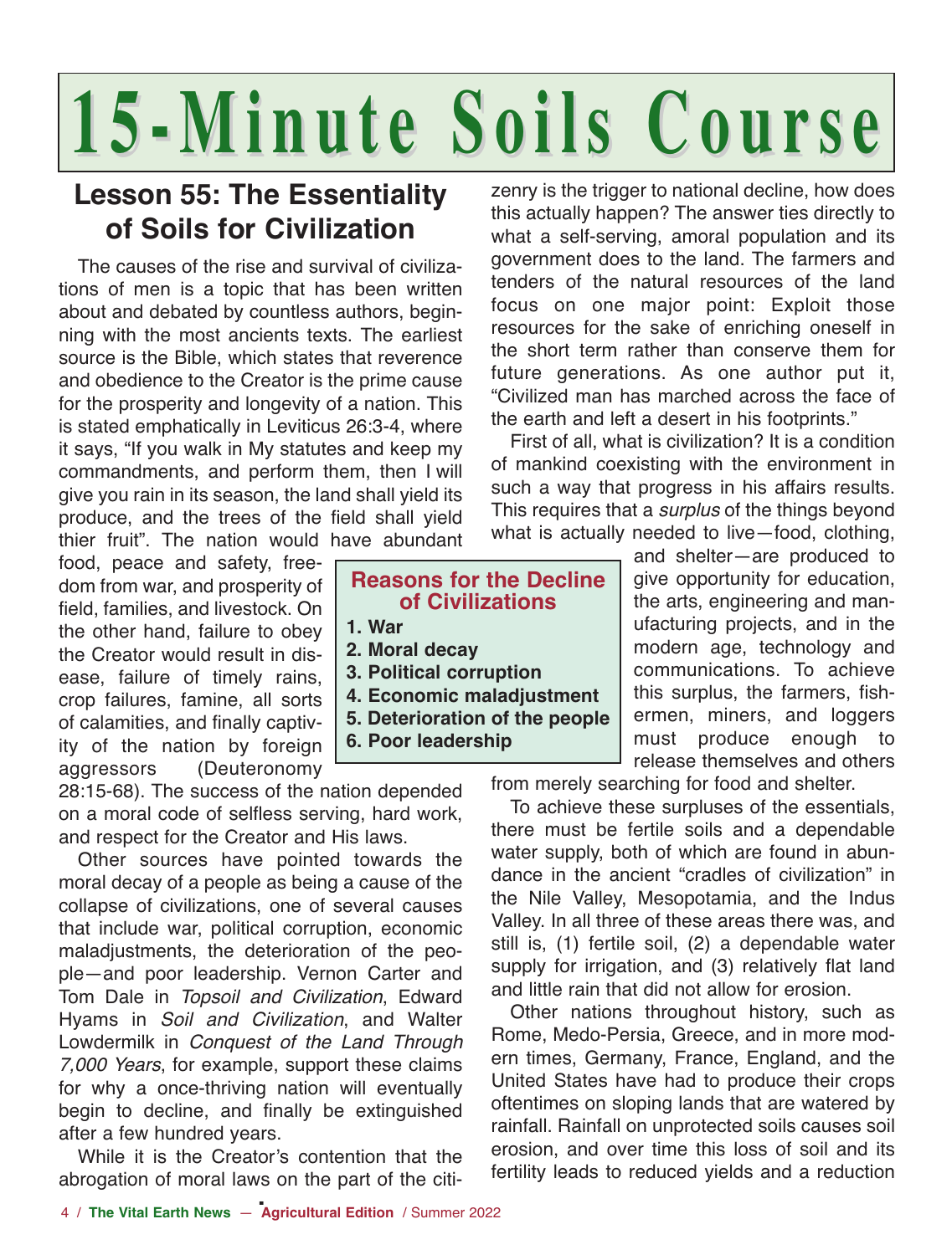# 15-Minute Soils Course

## Lesson 55: The Essentiality of Soils for Civilization

The causes of the rise and survival of civilizations of men is a topic that has been written about and debated by countless authors, beginning with the most ancients texts. The earliest source is the Bible, which states that reverence and obedience to the Creator is the prime cause for the prosperity and longevity of a nation. This is stated emphatically in Leviticus 26:3-4, where it says, "If you walk in My statutes and keep my commandments, and perform them, then I will give you rain in its season, the land shall yield its produce, and the trees of the field shall yield thier fruit". The nation would have abundant food, peace and safety, freedom from war, and prosperity of field, families, and livestock. On the other hand, failure to obey the Creator would result in disease, failure of timely rains, crop failures, famine, all sorts of calamities, and finally captivity of the nation by foreign aggressors (Deuteronomy 28:15-68). The success of the nation depended on a moral code of selfless serving, hard work, and respect for the Creator and His laws.

Other sources have pointed towards the moral decay of a people as being a cause of the collapse of civilizations, one of several causes that include war, political corruption, economic maladjustments, the deterioration of the people—and poor leadership. Vernon Carter and Tom Dale in *Topsoil and Civilization*, Edward Hyams in *Soil and Civilization*, and Walter Lowdermilk in *Conquest of the Land Through 7,000 Years*, for example, support these claims for why a once-thriving nation will eventually begin to decline, and finally be extinguished after a few hundred years.

> **Reasons for the Decline of Civilizations**
>
> **1. War**
> **2. Moral decay**
> **3. Political corruption**
> **4. Economic maladjustment**
> **5. Deterioration of the people**
> **6. Poor leadership**

While it is the Creator's contention that the abrogation of moral laws on the part of the citizenry is the trigger to national decline, how does this actually happen? The answer ties directly to what a self-serving, amoral population and its government does to the land. The farmers and tenders of the natural resources of the land focus on one major point: Exploit those resources for the sake of enriching oneself in the short term rather than conserve them for future generations. As one author put it, "Civilized man has marched across the face of the earth and left a desert in his footprints."

First of all, what is civilization? It is a condition of mankind coexisting with the environment in such a way that progress in his affairs results. This requires that a *surplus* of the things beyond what is actually needed to live—food, clothing, and shelter—are produced to give opportunity for education, the arts, engineering and manufacturing projects, and in the modern age, technology and communications. To achieve this surplus, the farmers, fishermen, miners, and loggers must produce enough to release themselves and others from merely searching for food and shelter.

To achieve these surpluses of the essentials, there must be fertile soils and a dependable water supply, both of which are found in abundance in the ancient "cradles of civilization" in the Nile Valley, Mesopotamia, and the Indus Valley. In all three of these areas there was, and still is, (1) fertile soil, (2) a dependable water supply for irrigation, and (3) relatively flat land and little rain that did not allow for erosion.

Other nations throughout history, such as Rome, Medo-Persia, Greece, and in more modern times, Germany, France, England, and the United States have had to produce their crops oftentimes on sloping lands that are watered by rainfall. Rainfall on unprotected soils causes soil erosion, and over time this loss of soil and its fertility leads to reduced yields and a reduction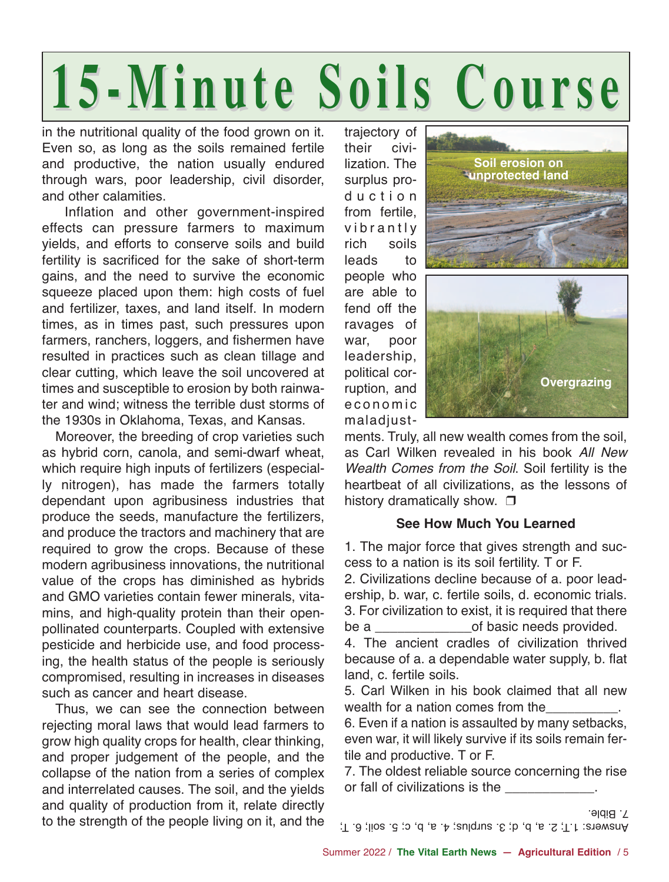# 15-Minute Soils Course

in the nutritional quality of the food grown on it. Even so, as long as the soils remained fertile and productive, the nation usually endured through wars, poor leadership, civil disorder, and other calamities.

Inflation and other government-inspired effects can pressure farmers to maximum yields, and efforts to conserve soils and build fertility is sacrificed for the sake of short-term gains, and the need to survive the economic squeeze placed upon them: high costs of fuel and fertilizer, taxes, and land itself. In modern times, as in times past, such pressures upon farmers, ranchers, loggers, and fishermen have resulted in practices such as clean tillage and clear cutting, which leave the soil uncovered at times and susceptible to erosion by both rainwater and wind; witness the terrible dust storms of the 1930s in Oklahoma, Texas, and Kansas.

Moreover, the breeding of crop varieties such as hybrid corn, canola, and semi-dwarf wheat, which require high inputs of fertilizers (especially nitrogen), has made the farmers totally dependant upon agribusiness industries that produce the seeds, manufacture the fertilizers, and produce the tractors and machinery that are required to grow the crops. Because of these modern agribusiness innovations, the nutritional value of the crops has diminished as hybrids and GMO varieties contain fewer minerals, vitamins, and high-quality protein than their open-pollinated counterparts. Coupled with extensive pesticide and herbicide use, and food processing, the health status of the people is seriously compromised, resulting in increases in diseases such as cancer and heart disease.

Thus, we can see the connection between rejecting moral laws that would lead farmers to grow high quality crops for health, clear thinking, and proper judgement of the people, and the collapse of the nation from a series of complex and interrelated causes. The soil, and the yields and quality of production from it, relate directly to the strength of the people living on it, and the trajectory of their civilization. The surplus production from fertile, vibrantly rich soils leads to people who are able to fend off the ravages of war, poor leadership, political corruption, and economic maladjustments. Truly, all new wealth comes from the soil, as Carl Wilken revealed in his book *All New Wealth Comes from the Soil*. Soil fertility is the heartbeat of all civilizations, as the lessons of history dramatically show. ❐

Soil erosion on unprotected land

Overgrazing

### See How Much You Learned

1. The major force that gives strength and success to a nation is its soil fertility. T or F.
2. Civilizations decline because of a. poor leadership, b. war, c. fertile soils, d. economic trials.
3. For civilization to exist, it is required that there be a _____________of basic needs provided.
4. The ancient cradles of civilization thrived because of a. a dependable water supply, b. flat land, c. fertile soils.
5. Carl Wilken in his book claimed that all new wealth for a nation comes from the__________.
6. Even if a nation is assaulted by many setbacks, even war, it will likely survive if its soils remain fertile and productive. T or F.
7. The oldest reliable source concerning the rise or fall of civilizations is the ____________.

Answers: 1.T; 2. a, b, d; 3. surplus; 4. a, b, c; 5. soil; 6. T; 7. Bible.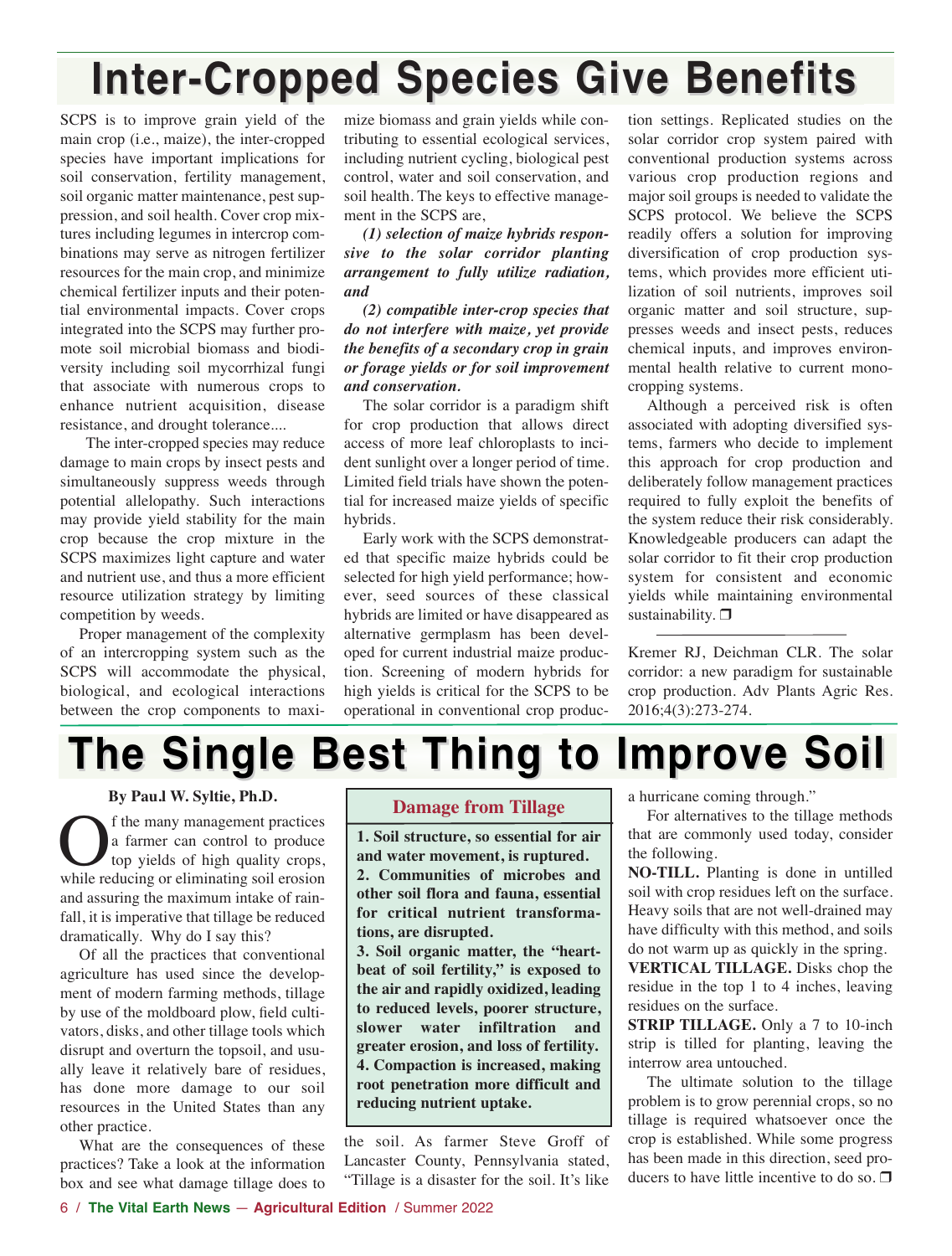# Inter-Cropped Species Give Benefits

SCPS is to improve grain yield of the main crop (i.e., maize), the inter-cropped species have important implications for soil conservation, fertility management, soil organic matter maintenance, pest suppression, and soil health. Cover crop mixtures including legumes in intercrop combinations may serve as nitrogen fertilizer resources for the main crop, and minimize chemical fertilizer inputs and their potential environmental impacts. Cover crops integrated into the SCPS may further promote soil microbial biomass and biodiversity including soil mycorrhizal fungi that associate with numerous crops to enhance nutrient acquisition, disease resistance, and drought tolerance....

The inter-cropped species may reduce damage to main crops by insect pests and simultaneously suppress weeds through potential allelopathy. Such interactions may provide yield stability for the main crop because the crop mixture in the SCPS maximizes light capture and water and nutrient use, and thus a more efficient resource utilization strategy by limiting competition by weeds.

Proper management of the complexity of an intercropping system such as the SCPS will accommodate the physical, biological, and ecological interactions between the crop components to maximize biomass and grain yields while contributing to essential ecological services, including nutrient cycling, biological pest control, water and soil conservation, and soil health. The keys to effective management in the SCPS are,

***(1) selection of maize hybrids responsive to the solar corridor planting arrangement to fully utilize radiation, and***

***(2) compatible inter-crop species that do not interfere with maize, yet provide the benefits of a secondary crop in grain or forage yields or for soil improvement and conservation.***

The solar corridor is a paradigm shift for crop production that allows direct access of more leaf chloroplasts to incident sunlight over a longer period of time. Limited field trials have shown the potential for increased maize yields of specific hybrids.

Early work with the SCPS demonstrated that specific maize hybrids could be selected for high yield performance; however, seed sources of these classical hybrids are limited or have disappeared as alternative germplasm has been developed for current industrial maize production. Screening of modern hybrids for high yields is critical for the SCPS to be operational in conventional crop production settings. Replicated studies on the solar corridor crop system paired with conventional production systems across various crop production regions and major soil groups is needed to validate the SCPS protocol. We believe the SCPS readily offers a solution for improving diversification of crop production systems, which provides more efficient utilization of soil nutrients, improves soil organic matter and soil structure, suppresses weeds and insect pests, reduces chemical inputs, and improves environmental health relative to current monocropping systems.

Although a perceived risk is often associated with adopting diversified systems, farmers who decide to implement this approach for crop production and deliberately follow management practices required to fully exploit the benefits of the system reduce their risk considerably. Knowledgeable producers can adapt the solar corridor to fit their crop production system for consistent and economic yields while maintaining environmental sustainability. ❒

---

Kremer RJ, Deichman CLR. The solar corridor: a new paradigm for sustainable crop production. Adv Plants Agric Res. 2016;4(3):273-274.

# The Single Best Thing to Improve Soil

**By Pau.l W. Syltie, Ph.D.**

Of the many management practices a farmer can control to produce top yields of high quality crops, while reducing or eliminating soil erosion and assuring the maximum intake of rainfall, it is imperative that tillage be reduced dramatically. Why do I say this?

Of all the practices that conventional agriculture has used since the development of modern farming methods, tillage by use of the moldboard plow, field cultivators, disks, and other tillage tools which disrupt and overturn the topsoil, and usually leave it relatively bare of residues, has done more damage to our soil resources in the United States than any other practice.

What are the consequences of these practices? Take a look at the information box and see what damage tillage does to the soil. As farmer Steve Groff of Lancaster County, Pennsylvania stated, "Tillage is a disaster for the soil. It's like a hurricane coming through."

> **Damage from Tillage**
>
> **1. Soil structure, so essential for air and water movement, is ruptured.**
> **2. Communities of microbes and other soil flora and fauna, essential for critical nutrient transformations, are disrupted.**
> **3. Soil organic matter, the "heartbeat of soil fertility," is exposed to the air and rapidly oxidized, leading to reduced levels, poorer structure, slower water infiltration and greater erosion, and loss of fertility.**
> **4. Compaction is increased, making root penetration more difficult and reducing nutrient uptake.**

For alternatives to the tillage methods that are commonly used today, consider the following.

**NO-TILL.** Planting is done in untilled soil with crop residues left on the surface. Heavy soils that are not well-drained may have difficulty with this method, and soils do not warm up as quickly in the spring.

**VERTICAL TILLAGE.** Disks chop the residue in the top 1 to 4 inches, leaving residues on the surface.

**STRIP TILLAGE.** Only a 7 to 10-inch strip is tilled for planting, leaving the interrow area untouched.

The ultimate solution to the tillage problem is to grow perennial crops, so no tillage is required whatsoever once the crop is established. While some progress has been made in this direction, seed producers to have little incentive to do so. ❒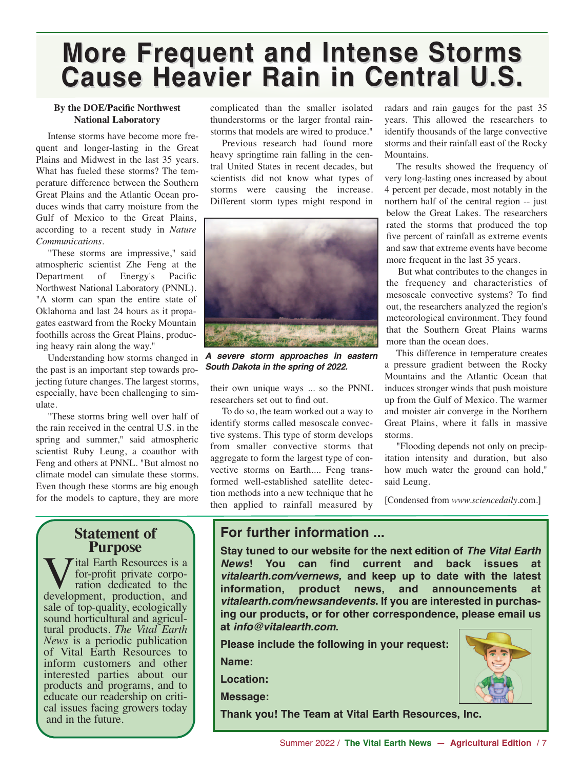# More Frequent and Intense Storms Cause Heavier Rain in Central U.S.

**By the DOE/Pacific Northwest National Laboratory**

Intense storms have become more frequent and longer-lasting in the Great Plains and Midwest in the last 35 years. What has fueled these storms? The temperature difference between the Southern Great Plains and the Atlantic Ocean produces winds that carry moisture from the Gulf of Mexico to the Great Plains, according to a recent study in *Nature Communications*.

"These storms are impressive," said atmospheric scientist Zhe Feng at the Department of Energy's Pacific Northwest National Laboratory (PNNL). "A storm can span the entire state of Oklahoma and last 24 hours as it propagates eastward from the Rocky Mountain foothills across the Great Plains, producing heavy rain along the way."

Understanding how storms changed in the past is an important step towards projecting future changes. The largest storms, especially, have been challenging to simulate.

"These storms bring well over half of the rain received in the central U.S. in the spring and summer," said atmospheric scientist Ruby Leung, a coauthor with Feng and others at PNNL. "But almost no climate model can simulate these storms. Even though these storms are big enough for the models to capture, they are more complicated than the smaller isolated thunderstorms or the larger frontal rainstorms that models are wired to produce."

Previous research had found more heavy springtime rain falling in the central United States in recent decades, but scientists did not know what types of storms were causing the increase. Different storm types might respond in their own unique ways ... so the PNNL researchers set out to find out.

***A severe storm approaches in eastern South Dakota in the spring of 2022.***

To do so, the team worked out a way to identify storms called mesoscale convective systems. This type of storm develops from smaller convective storms that aggregate to form the largest type of convective storms on Earth.... Feng transformed well-established satellite detection methods into a new technique that he then applied to rainfall measured by radars and rain gauges for the past 35 years. This allowed the researchers to identify thousands of the large convective storms and their rainfall east of the Rocky Mountains.

The results showed the frequency of very long-lasting ones increased by about 4 percent per decade, most notably in the northern half of the central region -- just below the Great Lakes. The researchers rated the storms that produced the top five percent of rainfall as extreme events and saw that extreme events have become more frequent in the last 35 years.

But what contributes to the changes in the frequency and characteristics of mesoscale convective systems? To find out, the researchers analyzed the region's meteorological environment. They found that the Southern Great Plains warms more than the ocean does.

This difference in temperature creates a pressure gradient between the Rocky Mountains and the Atlantic Ocean that induces stronger winds that push moisture up from the Gulf of Mexico. The warmer and moister air converge in the Northern Great Plains, where it falls in massive storms.

"Flooding depends not only on precipitation intensity and duration, but also how much water the ground can hold," said Leung.

[Condensed from *www.sciencedaily*.com.]

## Statement of Purpose

Vital Earth Resources is a for-profit private corporation dedicated to the development, production, and sale of top-quality, ecologically sound horticultural and agricultural products. *The Vital Earth News* is a periodic publication of Vital Earth Resources to inform customers and other interested parties about our products and programs, and to educate our readership on critical issues facing growers today and in the future.

## For further information ...

**Stay tuned to our website for the next edition of *The Vital Earth News*! You can find current and back issues at *vitalearth.com/vernews,* and keep up to date with the latest information, product news, and announcements at *vitalearth.com/newsandevents*. If you are interested in purchasing our products, or for other correspondence, please email us at *info@vitalearth.com*.**

**Please include the following in your request:**

**Name:**

**Location:**

**Message:**

**Thank you! The Team at Vital Earth Resources, Inc.**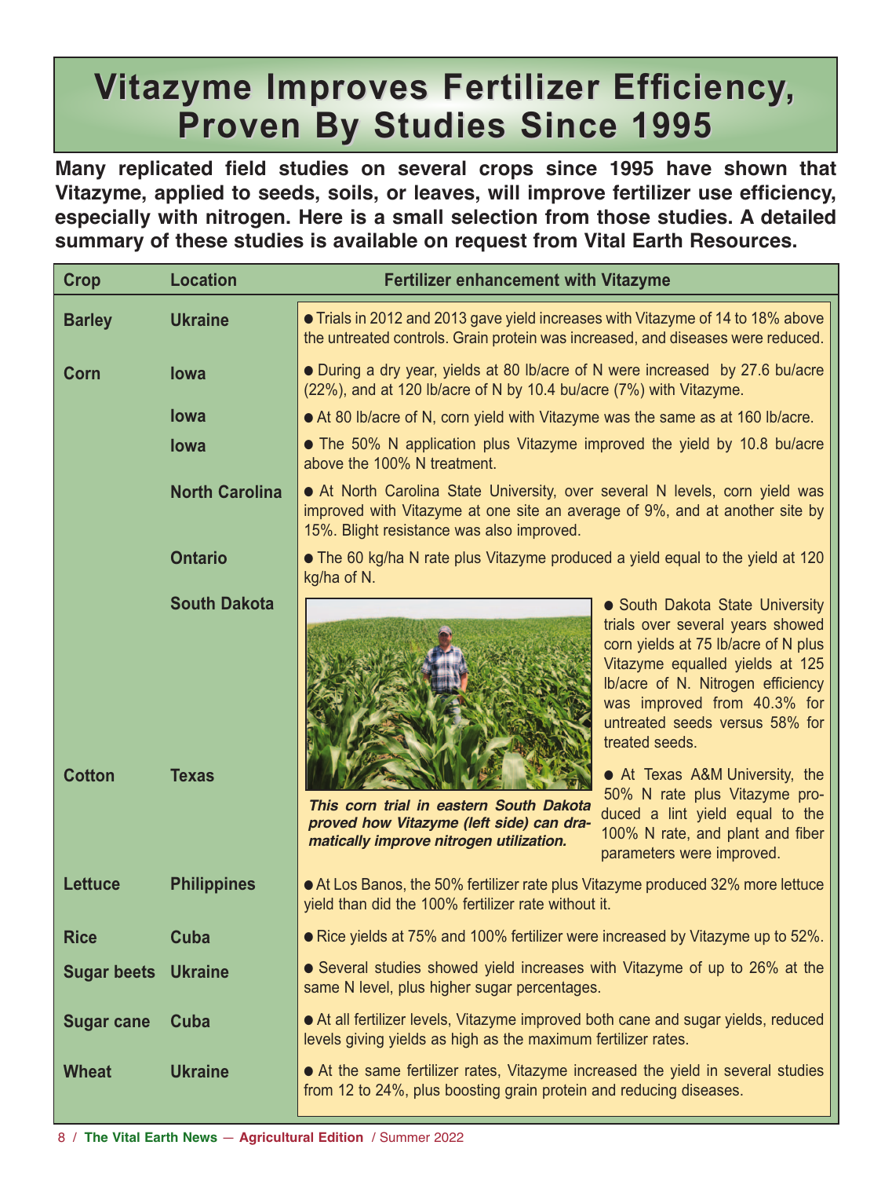# Vitazyme Improves Fertilizer Efficiency, Proven By Studies Since 1995

**Many replicated field studies on several crops since 1995 have shown that Vitazyme, applied to seeds, soils, or leaves, will improve fertilizer use efficiency, especially with nitrogen. Here is a small selection from those studies. A detailed summary of these studies is available on request from Vital Earth Resources.**

| Crop | Location | Fertilizer enhancement with Vitazyme |
|---|---|---|
| **Barley** | **Ukraine** | ● Trials in 2012 and 2013 gave yield increases with Vitazyme of 14 to 18% above the untreated controls. Grain protein was increased, and diseases were reduced. |
| **Corn** | **Iowa** | ● During a dry year, yields at 80 lb/acre of N were increased by 27.6 bu/acre (22%), and at 120 lb/acre of N by 10.4 bu/acre (7%) with Vitazyme. |
| | **Iowa** | ● At 80 lb/acre of N, corn yield with Vitazyme was the same as at 160 lb/acre. |
| | **Iowa** | ● The 50% N application plus Vitazyme improved the yield by 10.8 bu/acre above the 100% N treatment. |
| | **North Carolina** | ● At North Carolina State University, over several N levels, corn yield was improved with Vitazyme at one site an average of 9%, and at another site by 15%. Blight resistance was also improved. |
| | **Ontario** | ● The 60 kg/ha N rate plus Vitazyme produced a yield equal to the yield at 120 kg/ha of N. |
| | **South Dakota** | ● South Dakota State University trials over several years showed corn yields at 75 lb/acre of N plus Vitazyme equalled yields at 125 lb/acre of N. Nitrogen efficiency was improved from 40.3% for untreated seeds versus 58% for treated seeds. |
| **Cotton** | **Texas** | ● At Texas A&M University, the 50% N rate plus Vitazyme produced a lint yield equal to the 100% N rate, and plant and fiber parameters were improved. |
| **Lettuce** | **Philippines** | ● At Los Banos, the 50% fertilizer rate plus Vitazyme produced 32% more lettuce yield than did the 100% fertilizer rate without it. |
| **Rice** | **Cuba** | ● Rice yields at 75% and 100% fertilizer were increased by Vitazyme up to 52%. |
| **Sugar beets** | **Ukraine** | ● Several studies showed yield increases with Vitazyme of up to 26% at the same N level, plus higher sugar percentages. |
| **Sugar cane** | **Cuba** | ● At all fertilizer levels, Vitazyme improved both cane and sugar yields, reduced levels giving yields as high as the maximum fertilizer rates. |
| **Wheat** | **Ukraine** | ● At the same fertilizer rates, Vitazyme increased the yield in several studies from 12 to 24%, plus boosting grain protein and reducing diseases. |

***This corn trial in eastern South Dakota proved how Vitazyme (left side) can dramatically improve nitrogen utilization.***